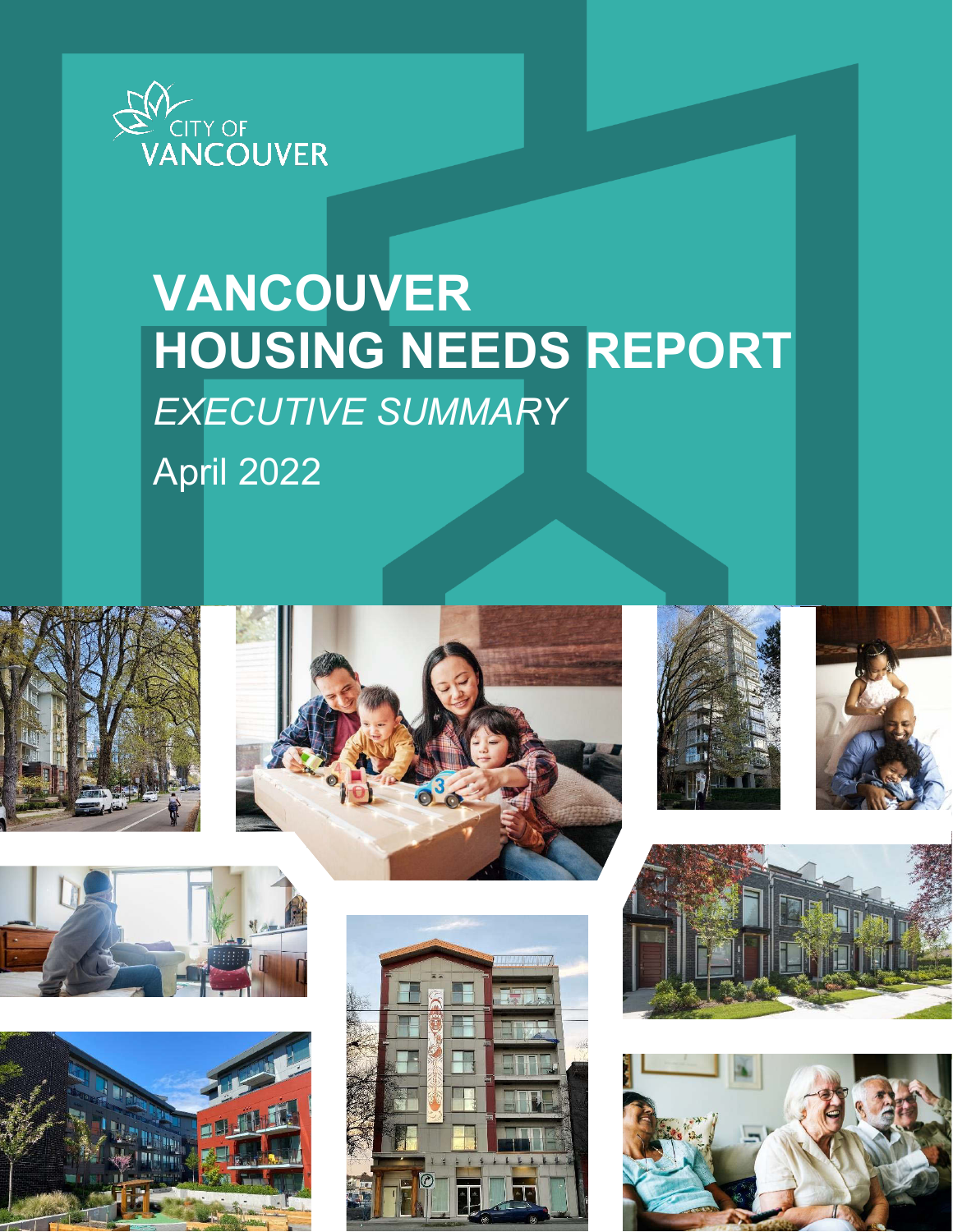CITY OF VANCOUVER

# VANCOUVER HOUSING NEEDS REPORT

*EXECUTIVE SUMMARY*

April 2022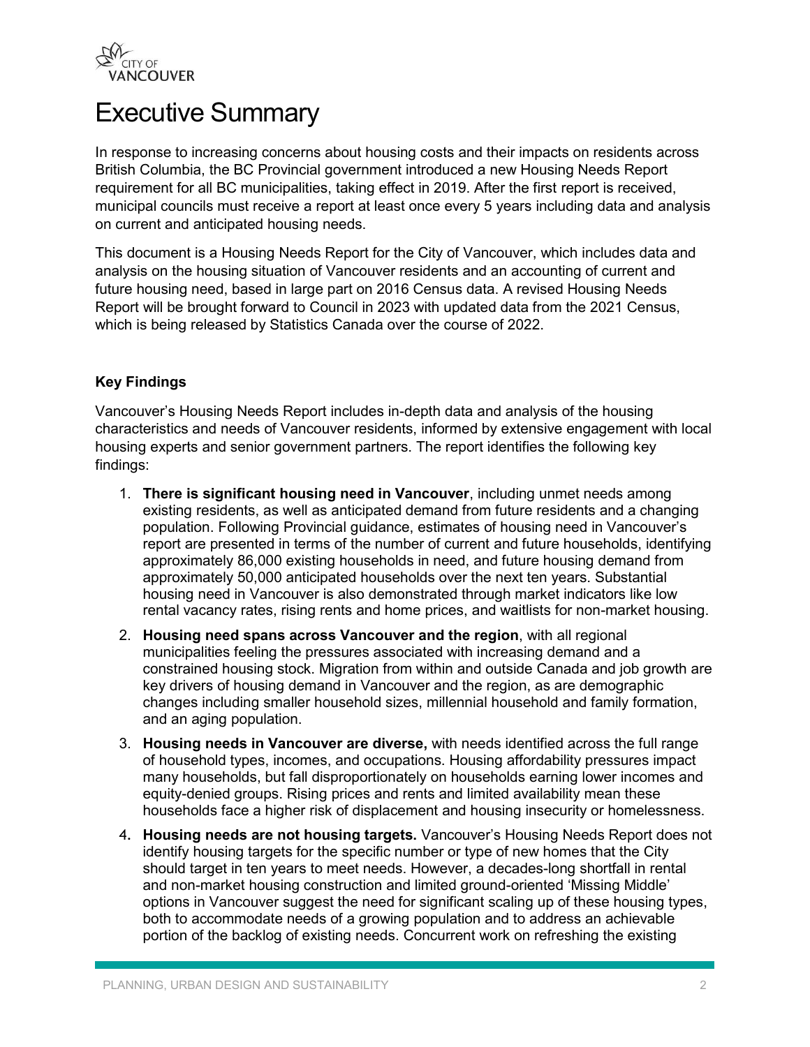# Executive Summary

In response to increasing concerns about housing costs and their impacts on residents across British Columbia, the BC Provincial government introduced a new Housing Needs Report requirement for all BC municipalities, taking effect in 2019. After the first report is received, municipal councils must receive a report at least once every 5 years including data and analysis on current and anticipated housing needs.

This document is a Housing Needs Report for the City of Vancouver, which includes data and analysis on the housing situation of Vancouver residents and an accounting of current and future housing need, based in large part on 2016 Census data. A revised Housing Needs Report will be brought forward to Council in 2023 with updated data from the 2021 Census, which is being released by Statistics Canada over the course of 2022.

### Key Findings

Vancouver's Housing Needs Report includes in-depth data and analysis of the housing characteristics and needs of Vancouver residents, informed by extensive engagement with local housing experts and senior government partners. The report identifies the following key findings:

1. **There is significant housing need in Vancouver**, including unmet needs among existing residents, as well as anticipated demand from future residents and a changing population. Following Provincial guidance, estimates of housing need in Vancouver's report are presented in terms of the number of current and future households, identifying approximately 86,000 existing households in need, and future housing demand from approximately 50,000 anticipated households over the next ten years. Substantial housing need in Vancouver is also demonstrated through market indicators like low rental vacancy rates, rising rents and home prices, and waitlists for non-market housing.
2. **Housing need spans across Vancouver and the region**, with all regional municipalities feeling the pressures associated with increasing demand and a constrained housing stock. Migration from within and outside Canada and job growth are key drivers of housing demand in Vancouver and the region, as are demographic changes including smaller household sizes, millennial household and family formation, and an aging population.
3. **Housing needs in Vancouver are diverse,** with needs identified across the full range of household types, incomes, and occupations. Housing affordability pressures impact many households, but fall disproportionately on households earning lower incomes and equity-denied groups. Rising prices and rents and limited availability mean these households face a higher risk of displacement and housing insecurity or homelessness.
4. **Housing needs are not housing targets.** Vancouver's Housing Needs Report does not identify housing targets for the specific number or type of new homes that the City should target in ten years to meet needs. However, a decades-long shortfall in rental and non-market housing construction and limited ground-oriented 'Missing Middle' options in Vancouver suggest the need for significant scaling up of these housing types, both to accommodate needs of a growing population and to address an achievable portion of the backlog of existing needs. Concurrent work on refreshing the existing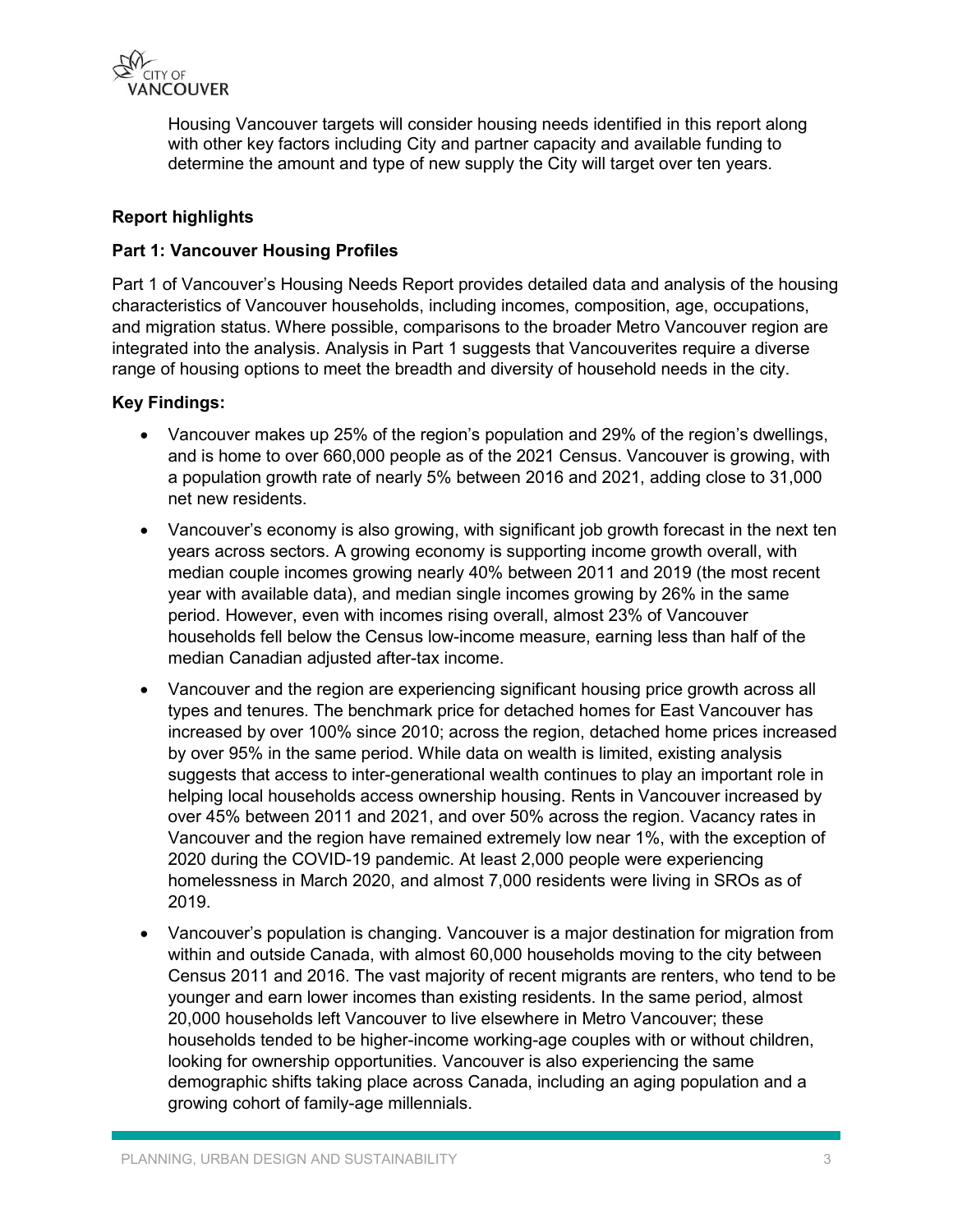Housing Vancouver targets will consider housing needs identified in this report along with other key factors including City and partner capacity and available funding to determine the amount and type of new supply the City will target over ten years.

**Report highlights**

**Part 1: Vancouver Housing Profiles**

Part 1 of Vancouver's Housing Needs Report provides detailed data and analysis of the housing characteristics of Vancouver households, including incomes, composition, age, occupations, and migration status. Where possible, comparisons to the broader Metro Vancouver region are integrated into the analysis. Analysis in Part 1 suggests that Vancouverites require a diverse range of housing options to meet the breadth and diversity of household needs in the city.

**Key Findings:**

- Vancouver makes up 25% of the region's population and 29% of the region's dwellings, and is home to over 660,000 people as of the 2021 Census. Vancouver is growing, with a population growth rate of nearly 5% between 2016 and 2021, adding close to 31,000 net new residents.
- Vancouver's economy is also growing, with significant job growth forecast in the next ten years across sectors. A growing economy is supporting income growth overall, with median couple incomes growing nearly 40% between 2011 and 2019 (the most recent year with available data), and median single incomes growing by 26% in the same period. However, even with incomes rising overall, almost 23% of Vancouver households fell below the Census low-income measure, earning less than half of the median Canadian adjusted after-tax income.
- Vancouver and the region are experiencing significant housing price growth across all types and tenures. The benchmark price for detached homes for East Vancouver has increased by over 100% since 2010; across the region, detached home prices increased by over 95% in the same period. While data on wealth is limited, existing analysis suggests that access to inter-generational wealth continues to play an important role in helping local households access ownership housing. Rents in Vancouver increased by over 45% between 2011 and 2021, and over 50% across the region. Vacancy rates in Vancouver and the region have remained extremely low near 1%, with the exception of 2020 during the COVID-19 pandemic. At least 2,000 people were experiencing homelessness in March 2020, and almost 7,000 residents were living in SROs as of 2019.
- Vancouver's population is changing. Vancouver is a major destination for migration from within and outside Canada, with almost 60,000 households moving to the city between Census 2011 and 2016. The vast majority of recent migrants are renters, who tend to be younger and earn lower incomes than existing residents. In the same period, almost 20,000 households left Vancouver to live elsewhere in Metro Vancouver; these households tended to be higher-income working-age couples with or without children, looking for ownership opportunities. Vancouver is also experiencing the same demographic shifts taking place across Canada, including an aging population and a growing cohort of family-age millennials.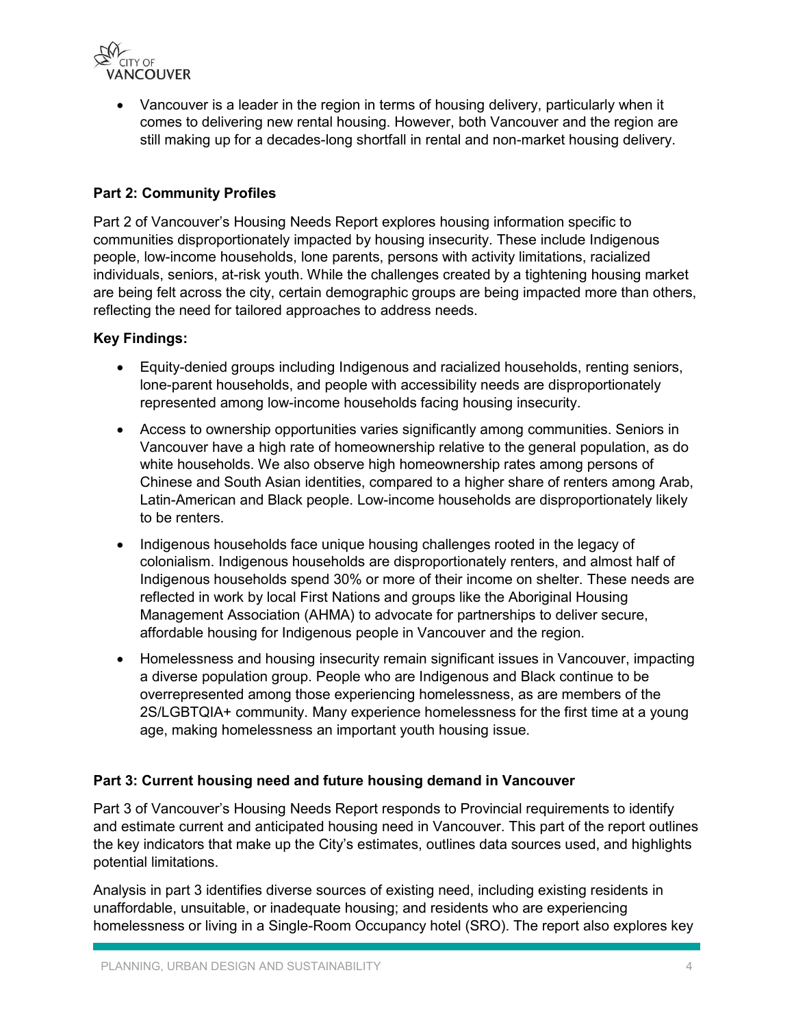- Vancouver is a leader in the region in terms of housing delivery, particularly when it comes to delivering new rental housing. However, both Vancouver and the region are still making up for a decades-long shortfall in rental and non-market housing delivery.

**Part 2: Community Profiles**

Part 2 of Vancouver's Housing Needs Report explores housing information specific to communities disproportionately impacted by housing insecurity. These include Indigenous people, low-income households, lone parents, persons with activity limitations, racialized individuals, seniors, at-risk youth. While the challenges created by a tightening housing market are being felt across the city, certain demographic groups are being impacted more than others, reflecting the need for tailored approaches to address needs.

**Key Findings:**

- Equity-denied groups including Indigenous and racialized households, renting seniors, lone-parent households, and people with accessibility needs are disproportionately represented among low-income households facing housing insecurity.
- Access to ownership opportunities varies significantly among communities. Seniors in Vancouver have a high rate of homeownership relative to the general population, as do white households. We also observe high homeownership rates among persons of Chinese and South Asian identities, compared to a higher share of renters among Arab, Latin-American and Black people. Low-income households are disproportionately likely to be renters.
- Indigenous households face unique housing challenges rooted in the legacy of colonialism. Indigenous households are disproportionately renters, and almost half of Indigenous households spend 30% or more of their income on shelter. These needs are reflected in work by local First Nations and groups like the Aboriginal Housing Management Association (AHMA) to advocate for partnerships to deliver secure, affordable housing for Indigenous people in Vancouver and the region.
- Homelessness and housing insecurity remain significant issues in Vancouver, impacting a diverse population group. People who are Indigenous and Black continue to be overrepresented among those experiencing homelessness, as are members of the 2S/LGBTQIA+ community. Many experience homelessness for the first time at a young age, making homelessness an important youth housing issue.

**Part 3: Current housing need and future housing demand in Vancouver**

Part 3 of Vancouver's Housing Needs Report responds to Provincial requirements to identify and estimate current and anticipated housing need in Vancouver. This part of the report outlines the key indicators that make up the City's estimates, outlines data sources used, and highlights potential limitations.

Analysis in part 3 identifies diverse sources of existing need, including existing residents in unaffordable, unsuitable, or inadequate housing; and residents who are experiencing homelessness or living in a Single-Room Occupancy hotel (SRO). The report also explores key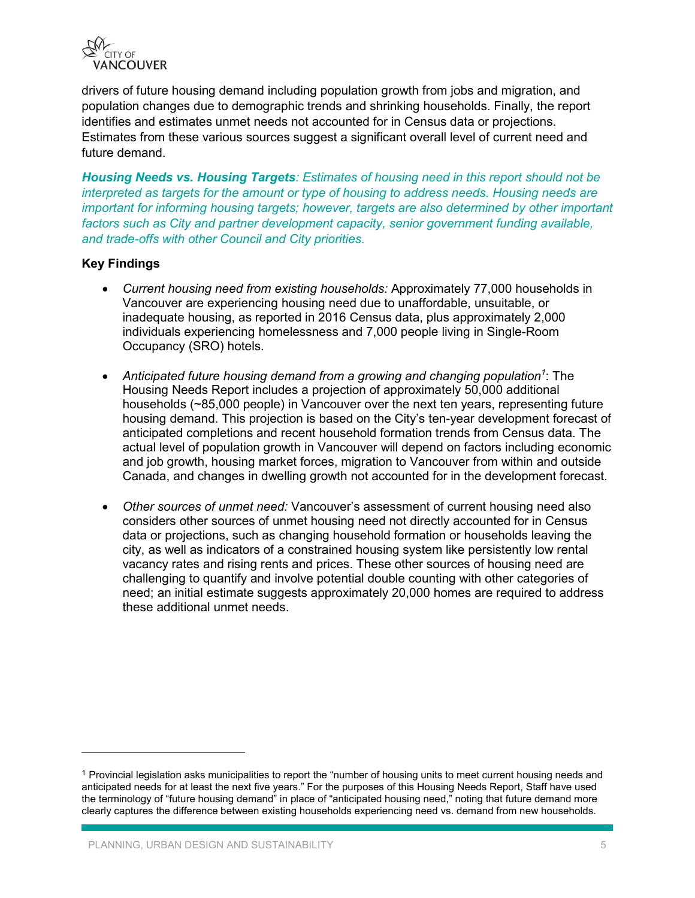drivers of future housing demand including population growth from jobs and migration, and population changes due to demographic trends and shrinking households. Finally, the report identifies and estimates unmet needs not accounted for in Census data or projections. Estimates from these various sources suggest a significant overall level of current need and future demand.

***Housing Needs vs. Housing Targets****: Estimates of housing need in this report should not be interpreted as targets for the amount or type of housing to address needs. Housing needs are important for informing housing targets; however, targets are also determined by other important factors such as City and partner development capacity, senior government funding available, and trade-offs with other Council and City priorities.*

**Key Findings**

- *Current housing need from existing households:* Approximately 77,000 households in Vancouver are experiencing housing need due to unaffordable, unsuitable, or inadequate housing, as reported in 2016 Census data, plus approximately 2,000 individuals experiencing homelessness and 7,000 people living in Single-Room Occupancy (SRO) hotels.

- *Anticipated future housing demand from a growing and changing population*[1]: The Housing Needs Report includes a projection of approximately 50,000 additional households (~85,000 people) in Vancouver over the next ten years, representing future housing demand. This projection is based on the City's ten-year development forecast of anticipated completions and recent household formation trends from Census data. The actual level of population growth in Vancouver will depend on factors including economic and job growth, housing market forces, migration to Vancouver from within and outside Canada, and changes in dwelling growth not accounted for in the development forecast.

- *Other sources of unmet need:* Vancouver's assessment of current housing need also considers other sources of unmet housing need not directly accounted for in Census data or projections, such as changing household formation or households leaving the city, as well as indicators of a constrained housing system like persistently low rental vacancy rates and rising rents and prices. These other sources of housing need are challenging to quantify and involve potential double counting with other categories of need; an initial estimate suggests approximately 20,000 homes are required to address these additional unmet needs.

---

[1] Provincial legislation asks municipalities to report the "number of housing units to meet current housing needs and anticipated needs for at least the next five years." For the purposes of this Housing Needs Report, Staff have used the terminology of "future housing demand" in place of "anticipated housing need," noting that future demand more clearly captures the difference between existing households experiencing need vs. demand from new households.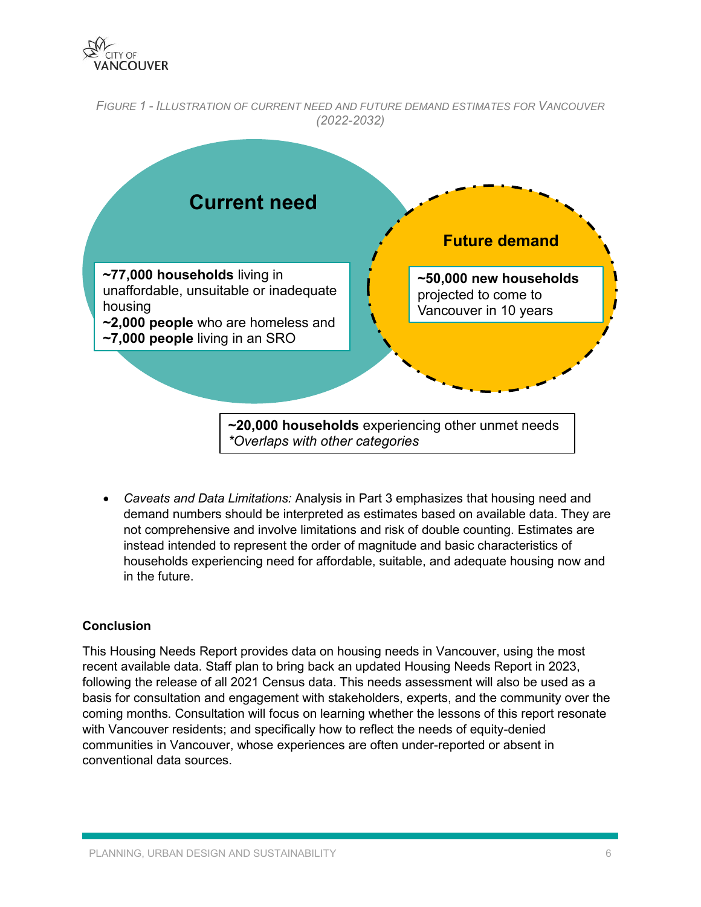*FIGURE 1 - ILLUSTRATION OF CURRENT NEED AND FUTURE DEMAND ESTIMATES FOR VANCOUVER (2022-2032)*

Current need

**~77,000 households** living in unaffordable, unsuitable or inadequate housing
**~2,000 people** who are homeless and
**~7,000 people** living in an SRO

Future demand

**~50,000 new households** projected to come to Vancouver in 10 years

**~20,000 households** experiencing other unmet needs
*\*Overlaps with other categories*

- *Caveats and Data Limitations:* Analysis in Part 3 emphasizes that housing need and demand numbers should be interpreted as estimates based on available data. They are not comprehensive and involve limitations and risk of double counting. Estimates are instead intended to represent the order of magnitude and basic characteristics of households experiencing need for affordable, suitable, and adequate housing now and in the future.

**Conclusion**

This Housing Needs Report provides data on housing needs in Vancouver, using the most recent available data. Staff plan to bring back an updated Housing Needs Report in 2023, following the release of all 2021 Census data. This needs assessment will also be used as a basis for consultation and engagement with stakeholders, experts, and the community over the coming months. Consultation will focus on learning whether the lessons of this report resonate with Vancouver residents; and specifically how to reflect the needs of equity-denied communities in Vancouver, whose experiences are often under-reported or absent in conventional data sources.